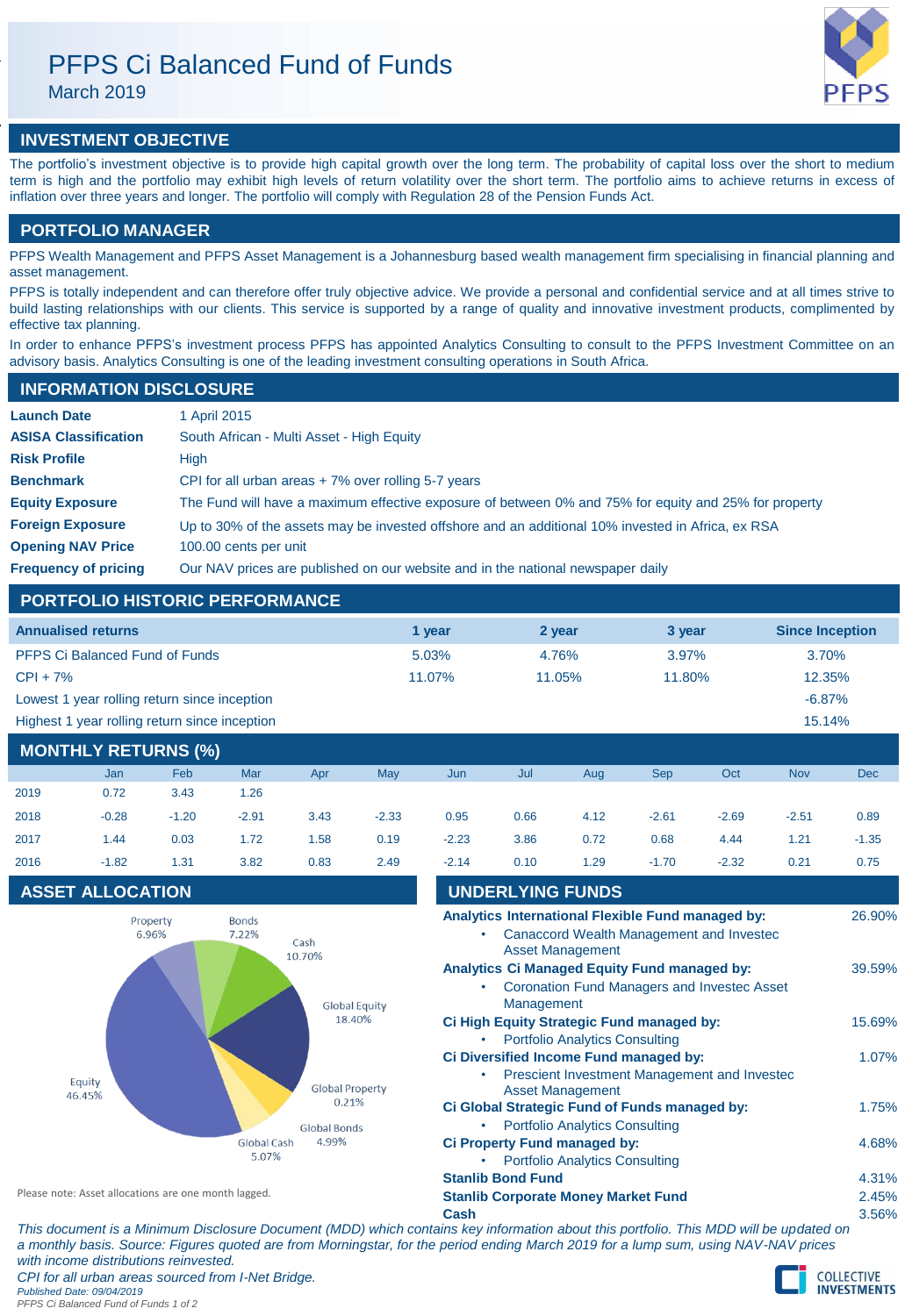# PFPS Ci Balanced Fund of Funds

March 2019

## INVESTMENT OBJECTIVE

The portfolio's investment objective is to provide high capital growth over the long term. The probability of capital loss over the short to medium term is high and the portfolio may exhibit high levels of return volatility over the short term. The portfolio aims to achieve returns in excess of inflation over three years and longer. The portfolio will comply with Regulation 28 of the Pension Funds Act.

## PORTFOLIO MANAGER

PFPS Wealth Management and PFPS Asset Management is a Johannesburg based wealth management firm specialising in financial planning and asset management.

PFPS is totally independent and can therefore offer truly objective advice. We provide a personal and confidential service and at all times strive to build lasting relationships with our clients. This service is supported by a range of quality and innovative investment products, complimented by effective tax planning.

In order to enhance PFPS's investment process PFPS has appointed Analytics Consulting to consult to the PFPS Investment Committee on an advisory basis. Analytics Consulting is one of the leading investment consulting operations in South Africa.

## INFORMATION DISCLOSURE

| | |
|---|---|
| **Launch Date** | 1 April 2015 |
| **ASISA Classification** | South African - Multi Asset - High Equity |
| **Risk Profile** | High |
| **Benchmark** | CPI for all urban areas + 7% over rolling 5-7 years |
| **Equity Exposure** | The Fund will have a maximum effective exposure of between 0% and 75% for equity and 25% for property |
| **Foreign Exposure** | Up to 30% of the assets may be invested offshore and an additional 10% invested in Africa, ex RSA |
| **Opening NAV Price** | 100.00 cents per unit |
| **Frequency of pricing** | Our NAV prices are published on our website and in the national newspaper daily |

## PORTFOLIO HISTORIC PERFORMANCE

| Annualised returns | 1 year | 2 year | 3 year | Since Inception |
|---|---|---|---|---|
| PFPS Ci Balanced Fund of Funds | 5.03% | 4.76% | 3.97% | 3.70% |
| CPI + 7% | 11.07% | 11.05% | 11.80% | 12.35% |
| Lowest 1 year rolling return since inception | | | | -6.87% |
| Highest 1 year rolling return since inception | | | | 15.14% |

## MONTHLY RETURNS (%)

| | Jan | Feb | Mar | Apr | May | Jun | Jul | Aug | Sep | Oct | Nov | Dec |
|---|---|---|---|---|---|---|---|---|---|---|---|---|
| 2019 | 0.72 | 3.43 | 1.26 | | | | | | | | | |
| 2018 | -0.28 | -1.20 | -2.91 | 3.43 | -2.33 | 0.95 | 0.66 | 4.12 | -2.61 | -2.69 | -2.51 | 0.89 |
| 2017 | 1.44 | 0.03 | 1.72 | 1.58 | 0.19 | -2.23 | 3.86 | 0.72 | 0.68 | 4.44 | 1.21 | -1.35 |
| 2016 | -1.82 | 1.31 | 3.82 | 0.83 | 2.49 | -2.14 | 0.10 | 1.29 | -1.70 | -2.32 | 0.21 | 0.75 |

## ASSET ALLOCATION

| Asset class | Allocation |
|---|---|
| Equity | 46.45% |
| Property | 6.96% |
| Bonds | 7.22% |
| Cash | 10.70% |
| Global Equity | 18.40% |
| Global Property | 0.21% |
| Global Bonds | 4.99% |
| Global Cash | 5.07% |

Please note: Asset allocations are one month lagged.

## UNDERLYING FUNDS

| Fund | Weight |
|---|---|
| **Analytics International Flexible Fund managed by:** Canaccord Wealth Management and Investec Asset Management | 26.90% |
| **Analytics Ci Managed Equity Fund managed by:** Coronation Fund Managers and Investec Asset Management | 39.59% |
| **Ci High Equity Strategic Fund managed by:** Portfolio Analytics Consulting | 15.69% |
| **Ci Diversified Income Fund managed by:** Prescient Investment Management and Investec Asset Management | 1.07% |
| **Ci Global Strategic Fund of Funds managed by:** Portfolio Analytics Consulting | 1.75% |
| **Ci Property Fund managed by:** Portfolio Analytics Consulting | 4.68% |
| **Stanlib Bond Fund** | 4.31% |
| **Stanlib Corporate Money Market Fund** | 2.45% |
| **Cash** | 3.56% |

*This document is a Minimum Disclosure Document (MDD) which contains key information about this portfolio. This MDD will be updated on a monthly basis. Source: Figures quoted are from Morningstar, for the period ending March 2019 for a lump sum, using NAV-NAV prices with income distributions reinvested.*

*CPI for all urban areas sourced from I-Net Bridge.*

*Published Date: 09/04/2019*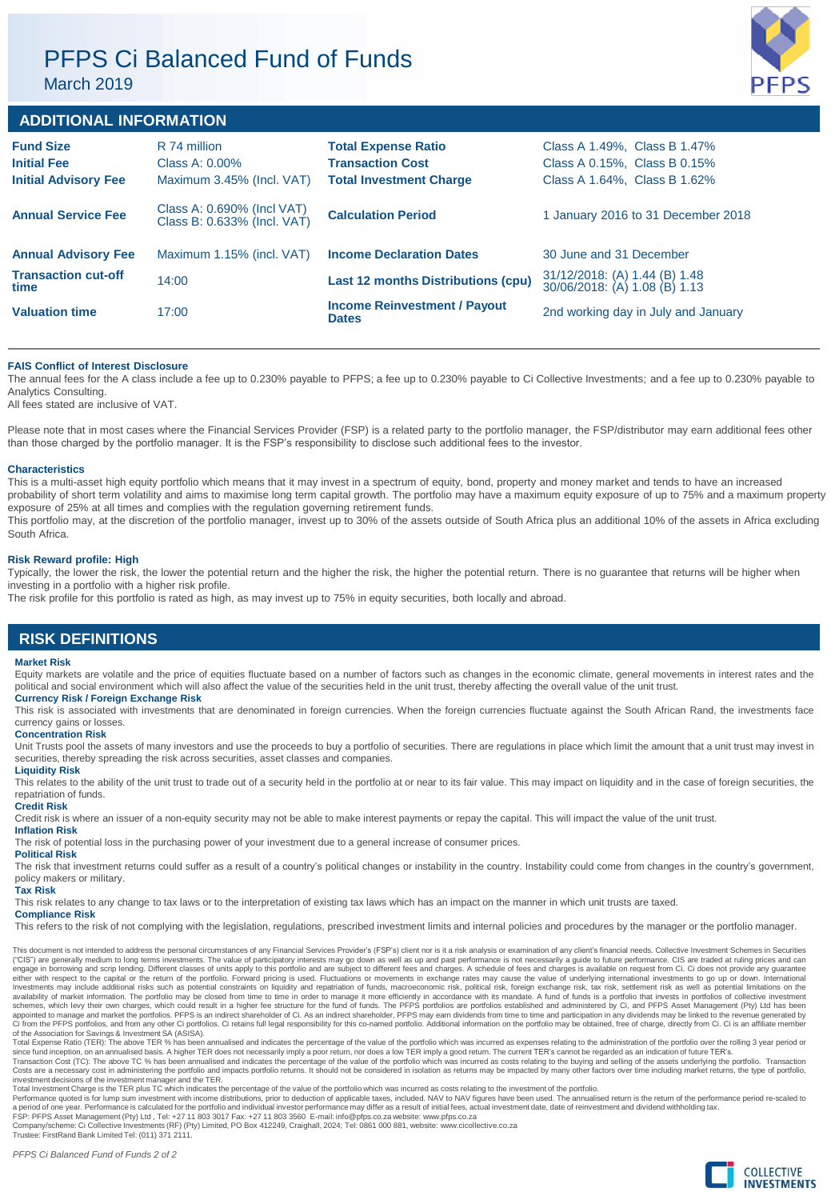# PFPS Ci Balanced Fund of Funds

March 2019

## ADDITIONAL INFORMATION

| | | | |
|---|---|---|---|
| **Fund Size** | R 74 million | **Total Expense Ratio** | Class A 1.49%, Class B 1.47% |
| **Initial Fee** | Class A: 0.00% | **Transaction Cost** | Class A 0.15%, Class B 0.15% |
| **Initial Advisory Fee** | Maximum 3.45% (Incl. VAT) | **Total Investment Charge** | Class A 1.64%, Class B 1.62% |
| **Annual Service Fee** | Class A: 0.690% (Incl VAT) Class B: 0.633% (Incl. VAT) | **Calculation Period** | 1 January 2016 to 31 December 2018 |
| **Annual Advisory Fee** | Maximum 1.15% (incl. VAT) | **Income Declaration Dates** | 30 June and 31 December |
| **Transaction cut-off time** | 14:00 | **Last 12 months Distributions (cpu)** | 31/12/2018: (A) 1.44 (B) 1.48 30/06/2018: (A) 1.08 (B) 1.13 |
| **Valuation time** | 17:00 | **Income Reinvestment / Payout Dates** | 2nd working day in July and January |

**FAIS Conflict of Interest Disclosure**

The annual fees for the A class include a fee up to 0.230% payable to PFPS; a fee up to 0.230% payable to Ci Collective Investments; and a fee up to 0.230% payable to Analytics Consulting.
All fees stated are inclusive of VAT.

Please note that in most cases where the Financial Services Provider (FSP) is a related party to the portfolio manager, the FSP/distributor may earn additional fees other than those charged by the portfolio manager. It is the FSP's responsibility to disclose such additional fees to the investor.

**Characteristics**

This is a multi-asset high equity portfolio which means that it may invest in a spectrum of equity, bond, property and money market and tends to have an increased probability of short term volatility and aims to maximise long term capital growth. The portfolio may have a maximum equity exposure of up to 75% and a maximum property exposure of 25% at all times and complies with the regulation governing retirement funds.
This portfolio may, at the discretion of the portfolio manager, invest up to 30% of the assets outside of South Africa plus an additional 10% of the assets in Africa excluding South Africa.

**Risk Reward profile: High**

Typically, the lower the risk, the lower the potential return and the higher the risk, the higher the potential return. There is no guarantee that returns will be higher when investing in a portfolio with a higher risk profile.
The risk profile for this portfolio is rated as high, as may invest up to 75% in equity securities, both locally and abroad.

## RISK DEFINITIONS

**Market Risk**

Equity markets are volatile and the price of equities fluctuate based on a number of factors such as changes in the economic climate, general movements in interest rates and the political and social environment which will also affect the value of the securities held in the unit trust, thereby affecting the overall value of the unit trust.

**Currency Risk / Foreign Exchange Risk**

This risk is associated with investments that are denominated in foreign currencies. When the foreign currencies fluctuate against the South African Rand, the investments face currency gains or losses.

**Concentration Risk**

Unit Trusts pool the assets of many investors and use the proceeds to buy a portfolio of securities. There are regulations in place which limit the amount that a unit trust may invest in securities, thereby spreading the risk across securities, asset classes and companies.

**Liquidity Risk**

This relates to the ability of the unit trust to trade out of a security held in the portfolio at or near to its fair value. This may impact on liquidity and in the case of foreign securities, the repatriation of funds.

**Credit Risk**

Credit risk is where an issuer of a non-equity security may not be able to make interest payments or repay the capital. This will impact the value of the unit trust.

**Inflation Risk**

The risk of potential loss in the purchasing power of your investment due to a general increase of consumer prices.

**Political Risk**

The risk that investment returns could suffer as a result of a country's political changes or instability in the country. Instability could come from changes in the country's government, policy makers or military.

**Tax Risk**

This risk relates to any change to tax laws or to the interpretation of existing tax laws which has an impact on the manner in which unit trusts are taxed.

**Compliance Risk**

This refers to the risk of not complying with the legislation, regulations, prescribed investment limits and internal policies and procedures by the manager or the portfolio manager.

This document is not intended to address the personal circumstances of any Financial Services Provider's (FSP's) client nor is it a risk analysis or examination of any client's financial needs. Collective Investment Schemes in Securities ("CIS") are generally medium to long terms investments. The value of participatory interests may go down as well as up and past performance is not necessarily a guide to future performance. CIS are traded at ruling prices and can engage in borrowing and scrip lending. Different classes of units apply to this portfolio and are subject to different fees and charges. A schedule of fees and charges is available on request from Ci. Ci does not provide any guarantee either with respect to the capital or the return of the portfolio. Forward pricing is used. Fluctuations or movements in exchange rates may cause the value of underlying international investments to go up or down. International Investments may include additional risks such as potential constraints on liquidity and repatriation of funds, macroeconomic risk, political risk, foreign exchange risk, tax risk, settlement risk as well as potential limitations on the availability of market information. The portfolio may be closed from time to time in order to manage it more efficiently in accordance with its mandate. A fund of funds is a portfolio that invests in portfolios of collective investment schemes, which levy their own charges, which could result in a higher fee structure for the fund of funds. The PFPS portfolios are portfolios established and administered by Ci, and PFPS Asset Management (Pty) Ltd has been appointed to manage and market the portfolios. PFPS is an indirect shareholder of Ci. As an indirect shareholder, PFPS may earn dividends from time to time and participation in any dividends may be linked to the revenue generated by Ci from the PFPS portfolios, and from any other Ci portfolios. Ci retains full legal responsibility for this co-named portfolio. Additional information on the portfolio may be obtained, free of charge, directly from Ci. Ci is an affiliate member of the Association for Savings & Investment SA (ASISA).
Total Expense Ratio (TER): The above TER % has been annualised and indicates the percentage of the value of the portfolio which was incurred as expenses relating to the administration of the portfolio over the rolling 3 year period or since fund inception, on an annualised basis. A higher TER does not necessarily imply a poor return, nor does a low TER imply a good return. The current TER's cannot be regarded as an indication of future TER's.
Transaction Cost (TC): The above TC % has been annualised and indicates the percentage of the value of the portfolio which was incurred as costs relating to the buying and selling of the assets underlying the portfolio. Transaction Costs are a necessary cost in administering the portfolio and impacts portfolio returns. It should not be considered in isolation as returns may be impacted by many other factors over time including market returns, the type of portfolio, investment decisions of the investment manager and the TER.
Total Investment Charge is the TER plus TC which indicates the percentage of the value of the portfolio which was incurred as costs relating to the investment of the portfolio.
Performance quoted is for lump sum investment with income distributions, prior to deduction of applicable taxes, included. NAV to NAV figures have been used. The annualised return is the return of the performance period re-scaled to a period of one year. Performance is calculated for the portfolio and individual investor performance may differ as a result of initial fees, actual investment date, date of reinvestment and dividend withholding tax.
FSP: PFPS Asset Management (Pty) Ltd , Tel: +27 11 803 3017 Fax: +27 11 803 3560 E-mail: info@pfps.co.za website: www.pfps.co.za
Company/scheme: Ci Collective Investments (RF) (Pty) Limited, PO Box 412249, Craighall, 2024; Tel: 0861 000 881, website: www.cicollective.co.za
Trustee: FirstRand Bank Limited Tel: (011) 371 2111.